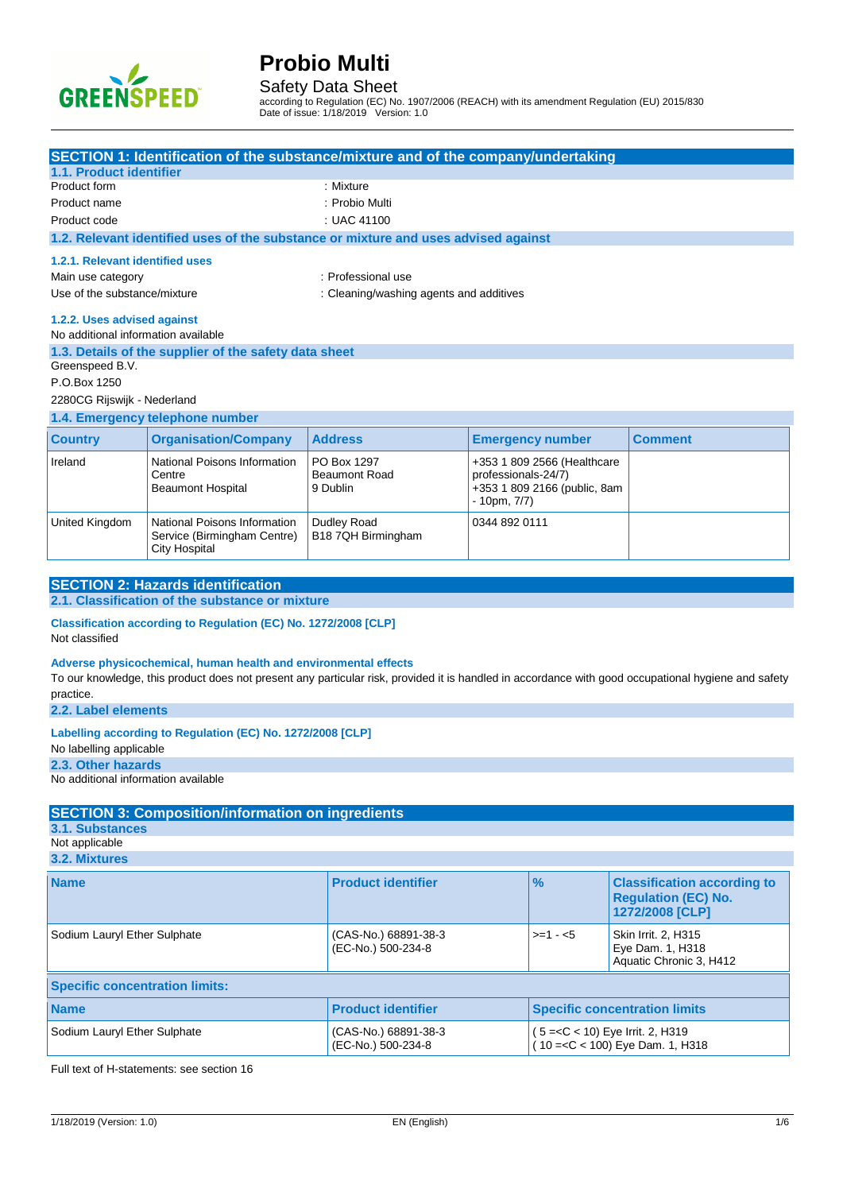# Probio Multi

## Safety Data Sheet

according to Regulation (EC) No. 1907/2006 (REACH) with its amendment Regulation (EU) 2015/830
Date of issue: 1/18/2019 Version: 1.0

## SECTION 1: Identification of the substance/mixture and of the company/undertaking

### 1.1. Product identifier

Product form : Mixture

Product name : Probio Multi

Product code : UAC 41100

### 1.2. Relevant identified uses of the substance or mixture and uses advised against

#### 1.2.1. Relevant identified uses

Main use category : Professional use

Use of the substance/mixture : Cleaning/washing agents and additives

#### 1.2.2. Uses advised against

No additional information available

### 1.3. Details of the supplier of the safety data sheet

Greenspeed B.V.
P.O.Box 1250
2280CG Rijswijk - Nederland

### 1.4. Emergency telephone number

| Country | Organisation/Company | Address | Emergency number | Comment |
|---|---|---|---|---|
| Ireland | National Poisons Information Centre<br>Beaumont Hospital | PO Box 1297<br>Beaumont Road<br>9 Dublin | +353 1 809 2566 (Healthcare professionals-24/7)<br>+353 1 809 2166 (public, 8am - 10pm, 7/7) | |
| United Kingdom | National Poisons Information Service (Birmingham Centre)<br>City Hospital | Dudley Road<br>B18 7QH Birmingham | 0344 892 0111 | |

## SECTION 2: Hazards identification

### 2.1. Classification of the substance or mixture

#### Classification according to Regulation (EC) No. 1272/2008 [CLP]

Not classified

#### Adverse physicochemical, human health and environmental effects

To our knowledge, this product does not present any particular risk, provided it is handled in accordance with good occupational hygiene and safety practice.

### 2.2. Label elements

#### Labelling according to Regulation (EC) No. 1272/2008 [CLP]

No labelling applicable

### 2.3. Other hazards

No additional information available

## SECTION 3: Composition/information on ingredients

### 3.1. Substances

Not applicable

### 3.2. Mixtures

| Name | Product identifier | % | Classification according to Regulation (EC) No. 1272/2008 [CLP] |
|---|---|---|---|
| Sodium Lauryl Ether Sulphate | (CAS-No.) 68891-38-3<br>(EC-No.) 500-234-8 | >=1 - <5 | Skin Irrit. 2, H315<br>Eye Dam. 1, H318<br>Aquatic Chronic 3, H412 |

**Specific concentration limits:**

| Name | Product identifier | Specific concentration limits |
|---|---|---|
| Sodium Lauryl Ether Sulphate | (CAS-No.) 68891-38-3<br>(EC-No.) 500-234-8 | ( 5 =<C < 10) Eye Irrit. 2, H319<br>( 10 =<C < 100) Eye Dam. 1, H318 |

Full text of H-statements: see section 16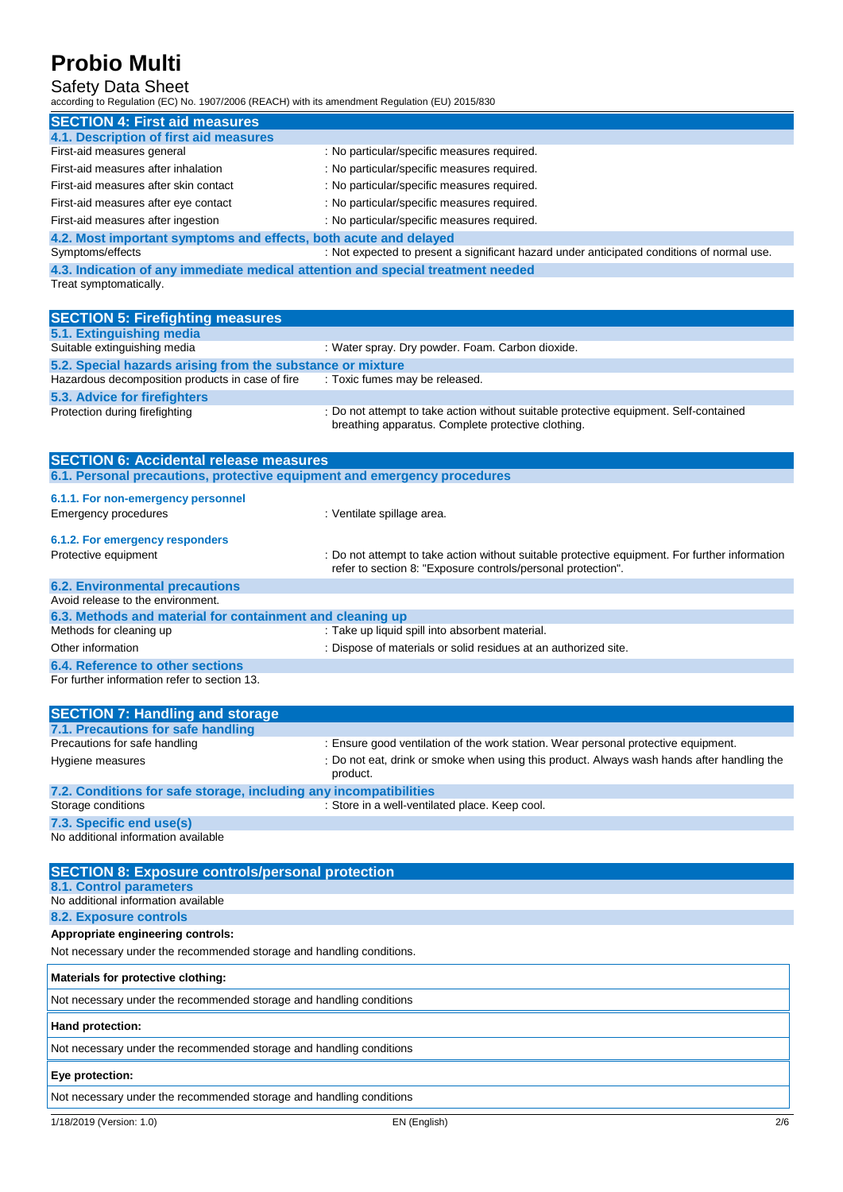## SECTION 4: First aid measures

### 4.1. Description of first aid measures

| | |
|---|---|
| First-aid measures general | : No particular/specific measures required. |
| First-aid measures after inhalation | : No particular/specific measures required. |
| First-aid measures after skin contact | : No particular/specific measures required. |
| First-aid measures after eye contact | : No particular/specific measures required. |
| First-aid measures after ingestion | : No particular/specific measures required. |

### 4.2. Most important symptoms and effects, both acute and delayed

| | |
|---|---|
| Symptoms/effects | : Not expected to present a significant hazard under anticipated conditions of normal use. |

### 4.3. Indication of any immediate medical attention and special treatment needed

Treat symptomatically.

## SECTION 5: Firefighting measures

### 5.1. Extinguishing media

| | |
|---|---|
| Suitable extinguishing media | : Water spray. Dry powder. Foam. Carbon dioxide. |

### 5.2. Special hazards arising from the substance or mixture

| | |
|---|---|
| Hazardous decomposition products in case of fire | : Toxic fumes may be released. |

### 5.3. Advice for firefighters

| | |
|---|---|
| Protection during firefighting | : Do not attempt to take action without suitable protective equipment. Self-contained breathing apparatus. Complete protective clothing. |

## SECTION 6: Accidental release measures

### 6.1. Personal precautions, protective equipment and emergency procedures

#### 6.1.1. For non-emergency personnel

| | |
|---|---|
| Emergency procedures | : Ventilate spillage area. |

#### 6.1.2. For emergency responders

| | |
|---|---|
| Protective equipment | : Do not attempt to take action without suitable protective equipment. For further information refer to section 8: "Exposure controls/personal protection". |

### 6.2. Environmental precautions

Avoid release to the environment.

### 6.3. Methods and material for containment and cleaning up

| | |
|---|---|
| Methods for cleaning up | : Take up liquid spill into absorbent material. |
| Other information | : Dispose of materials or solid residues at an authorized site. |

### 6.4. Reference to other sections

For further information refer to section 13.

## SECTION 7: Handling and storage

### 7.1. Precautions for safe handling

| | |
|---|---|
| Precautions for safe handling | : Ensure good ventilation of the work station. Wear personal protective equipment. |
| Hygiene measures | : Do not eat, drink or smoke when using this product. Always wash hands after handling the product. |

### 7.2. Conditions for safe storage, including any incompatibilities

| | |
|---|---|
| Storage conditions | : Store in a well-ventilated place. Keep cool. |

### 7.3. Specific end use(s)

No additional information available

## SECTION 8: Exposure controls/personal protection

### 8.1. Control parameters

No additional information available

### 8.2. Exposure controls

**Appropriate engineering controls:**

Not necessary under the recommended storage and handling conditions.

| **Materials for protective clothing:** |
|---|
| Not necessary under the recommended storage and handling conditions |

| **Hand protection:** |
|---|
| Not necessary under the recommended storage and handling conditions |

| **Eye protection:** |
|---|
| Not necessary under the recommended storage and handling conditions |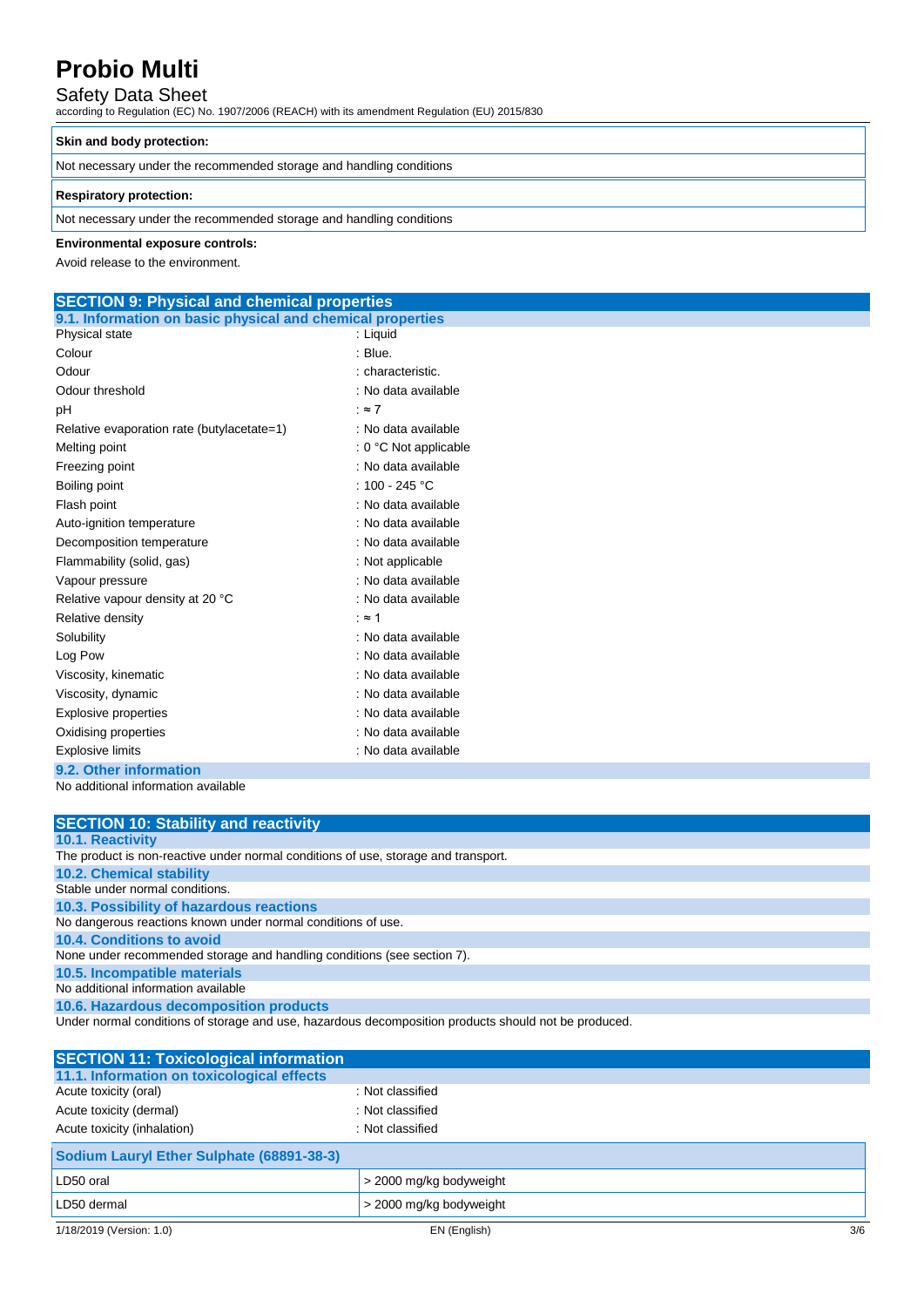| Skin and body protection: |
| --- |
| Not necessary under the recommended storage and handling conditions |

| Respiratory protection: |
| --- |
| Not necessary under the recommended storage and handling conditions |

**Environmental exposure controls:**

Avoid release to the environment.

## SECTION 9: Physical and chemical properties

### 9.1. Information on basic physical and chemical properties

| | |
| --- | --- |
| Physical state | : Liquid |
| Colour | : Blue. |
| Odour | : characteristic. |
| Odour threshold | : No data available |
| pH | : ≈ 7 |
| Relative evaporation rate (butylacetate=1) | : No data available |
| Melting point | : 0 °C Not applicable |
| Freezing point | : No data available |
| Boiling point | : 100 - 245 °C |
| Flash point | : No data available |
| Auto-ignition temperature | : No data available |
| Decomposition temperature | : No data available |
| Flammability (solid, gas) | : Not applicable |
| Vapour pressure | : No data available |
| Relative vapour density at 20 °C | : No data available |
| Relative density | : ≈ 1 |
| Solubility | : No data available |
| Log Pow | : No data available |
| Viscosity, kinematic | : No data available |
| Viscosity, dynamic | : No data available |
| Explosive properties | : No data available |
| Oxidising properties | : No data available |
| Explosive limits | : No data available |

### 9.2. Other information

No additional information available

## SECTION 10: Stability and reactivity

### 10.1. Reactivity

The product is non-reactive under normal conditions of use, storage and transport.

### 10.2. Chemical stability

Stable under normal conditions.

### 10.3. Possibility of hazardous reactions

No dangerous reactions known under normal conditions of use.

### 10.4. Conditions to avoid

None under recommended storage and handling conditions (see section 7).

### 10.5. Incompatible materials

No additional information available

### 10.6. Hazardous decomposition products

Under normal conditions of storage and use, hazardous decomposition products should not be produced.

## SECTION 11: Toxicological information

### 11.1. Information on toxicological effects

| | |
| --- | --- |
| Acute toxicity (oral) | : Not classified |
| Acute toxicity (dermal) | : Not classified |
| Acute toxicity (inhalation) | : Not classified |

| Sodium Lauryl Ether Sulphate (68891-38-3) | |
| --- | --- |
| LD50 oral | > 2000 mg/kg bodyweight |
| LD50 dermal | > 2000 mg/kg bodyweight |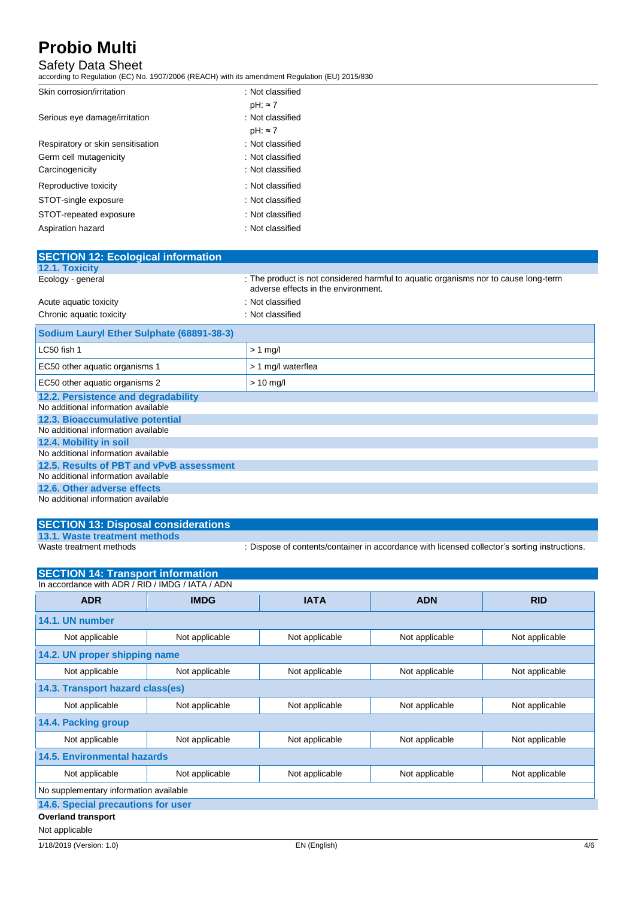| | |
|---|---|
| Skin corrosion/irritation | : Not classified |
| | pH: ≈ 7 |
| Serious eye damage/irritation | : Not classified |
| | pH: ≈ 7 |
| Respiratory or skin sensitisation | : Not classified |
| Germ cell mutagenicity | : Not classified |
| Carcinogenicity | : Not classified |
| Reproductive toxicity | : Not classified |
| STOT-single exposure | : Not classified |
| STOT-repeated exposure | : Not classified |
| Aspiration hazard | : Not classified |

## SECTION 12: Ecological information

### 12.1. Toxicity

| | |
|---|---|
| Ecology - general | : The product is not considered harmful to aquatic organisms nor to cause long-term adverse effects in the environment. |
| Acute aquatic toxicity | : Not classified |
| Chronic aquatic toxicity | : Not classified |

| Sodium Lauryl Ether Sulphate (68891-38-3) | |
|---|---|
| LC50 fish 1 | > 1 mg/l |
| EC50 other aquatic organisms 1 | > 1 mg/l waterflea |
| EC50 other aquatic organisms 2 | > 10 mg/l |

### 12.2. Persistence and degradability

No additional information available

### 12.3. Bioaccumulative potential

No additional information available

### 12.4. Mobility in soil

No additional information available

### 12.5. Results of PBT and vPvB assessment

No additional information available

### 12.6. Other adverse effects

No additional information available

## SECTION 13: Disposal considerations

### 13.1. Waste treatment methods

| | |
|---|---|
| Waste treatment methods | : Dispose of contents/container in accordance with licensed collector's sorting instructions. |

## SECTION 14: Transport information

In accordance with ADR / RID / IMDG / IATA / ADN

| ADR | IMDG | IATA | ADN | RID |
|---|---|---|---|---|
| **14.1. UN number** | | | | |
| Not applicable | Not applicable | Not applicable | Not applicable | Not applicable |
| **14.2. UN proper shipping name** | | | | |
| Not applicable | Not applicable | Not applicable | Not applicable | Not applicable |
| **14.3. Transport hazard class(es)** | | | | |
| Not applicable | Not applicable | Not applicable | Not applicable | Not applicable |
| **14.4. Packing group** | | | | |
| Not applicable | Not applicable | Not applicable | Not applicable | Not applicable |
| **14.5. Environmental hazards** | | | | |
| Not applicable | Not applicable | Not applicable | Not applicable | Not applicable |
| No supplementary information available | | | | |

### 14.6. Special precautions for user

**Overland transport**

Not applicable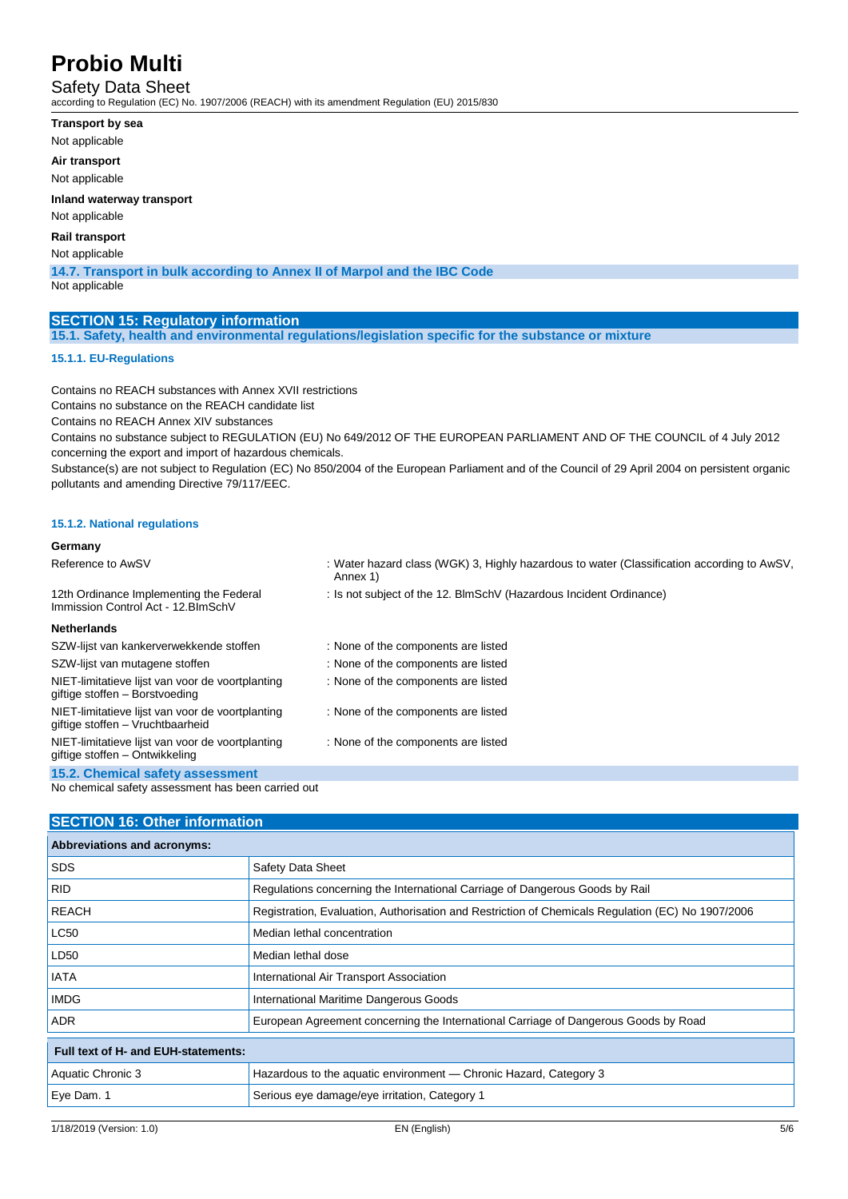**Transport by sea**

Not applicable

**Air transport**

Not applicable

**Inland waterway transport**

Not applicable

**Rail transport**

Not applicable

### 14.7. Transport in bulk according to Annex II of Marpol and the IBC Code

Not applicable

## SECTION 15: Regulatory information

### 15.1. Safety, health and environmental regulations/legislation specific for the substance or mixture

#### 15.1.1. EU-Regulations

Contains no REACH substances with Annex XVII restrictions

Contains no substance on the REACH candidate list

Contains no REACH Annex XIV substances

Contains no substance subject to REGULATION (EU) No 649/2012 OF THE EUROPEAN PARLIAMENT AND OF THE COUNCIL of 4 July 2012 concerning the export and import of hazardous chemicals.

Substance(s) are not subject to Regulation (EC) No 850/2004 of the European Parliament and of the Council of 29 April 2004 on persistent organic pollutants and amending Directive 79/117/EEC.

#### 15.1.2. National regulations

**Germany**

| | |
|---|---|
| Reference to AwSV | : Water hazard class (WGK) 3, Highly hazardous to water (Classification according to AwSV, Annex 1) |
| 12th Ordinance Implementing the Federal Immission Control Act - 12.BImSchV | : Is not subject of the 12. BlmSchV (Hazardous Incident Ordinance) |

**Netherlands**

| | |
|---|---|
| SZW-lijst van kankerverwekkende stoffen | : None of the components are listed |
| SZW-lijst van mutagene stoffen | : None of the components are listed |
| NIET-limitatieve lijst van voor de voortplanting giftige stoffen – Borstvoeding | : None of the components are listed |
| NIET-limitatieve lijst van voor de voortplanting giftige stoffen – Vruchtbaarheid | : None of the components are listed |
| NIET-limitatieve lijst van voor de voortplanting giftige stoffen – Ontwikkeling | : None of the components are listed |

### 15.2. Chemical safety assessment

No chemical safety assessment has been carried out

## SECTION 16: Other information

| Abbreviations and acronyms: | |
|---|---|
| SDS | Safety Data Sheet |
| RID | Regulations concerning the International Carriage of Dangerous Goods by Rail |
| REACH | Registration, Evaluation, Authorisation and Restriction of Chemicals Regulation (EC) No 1907/2006 |
| LC50 | Median lethal concentration |
| LD50 | Median lethal dose |
| IATA | International Air Transport Association |
| IMDG | International Maritime Dangerous Goods |
| ADR | European Agreement concerning the International Carriage of Dangerous Goods by Road |

| Full text of H- and EUH-statements: | |
|---|---|
| Aquatic Chronic 3 | Hazardous to the aquatic environment — Chronic Hazard, Category 3 |
| Eye Dam. 1 | Serious eye damage/eye irritation, Category 1 |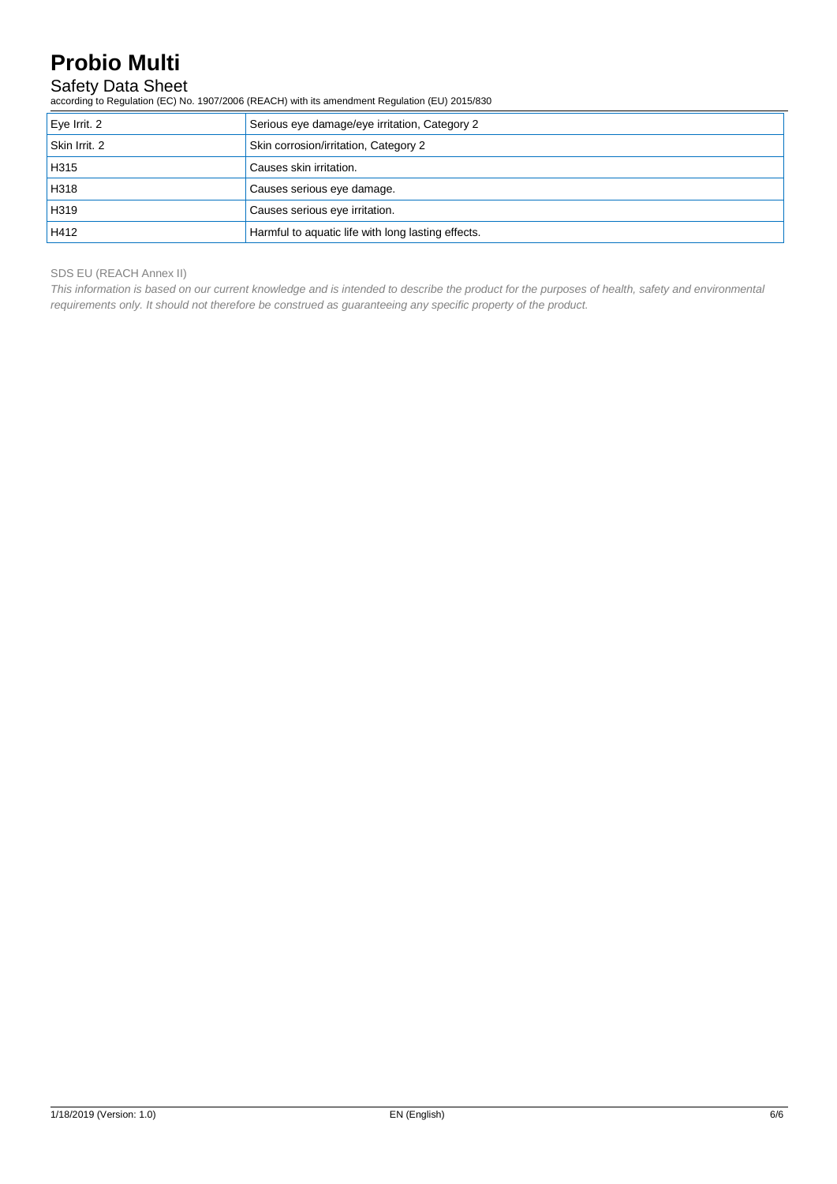| | |
|---|---|
| Eye Irrit. 2 | Serious eye damage/eye irritation, Category 2 |
| Skin Irrit. 2 | Skin corrosion/irritation, Category 2 |
| H315 | Causes skin irritation. |
| H318 | Causes serious eye damage. |
| H319 | Causes serious eye irritation. |
| H412 | Harmful to aquatic life with long lasting effects. |

SDS EU (REACH Annex II)

*This information is based on our current knowledge and is intended to describe the product for the purposes of health, safety and environmental requirements only. It should not therefore be construed as guaranteeing any specific property of the product.*